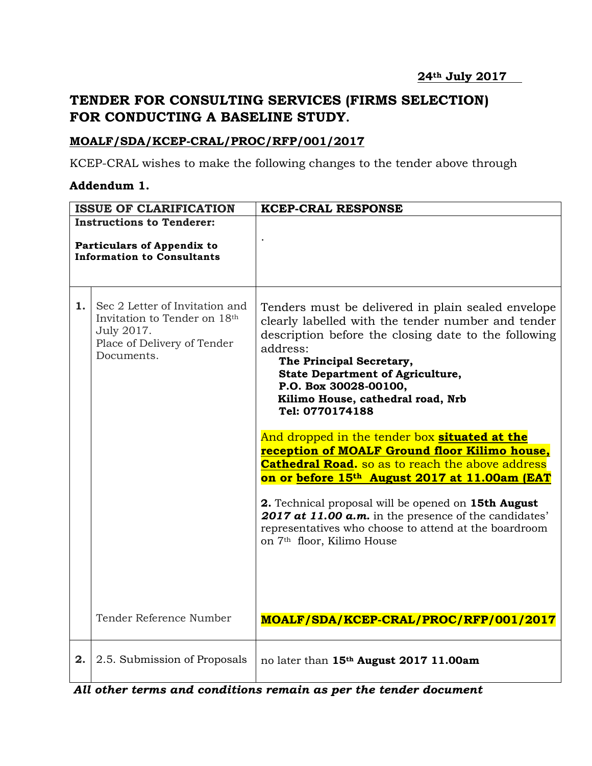**24th July 2017**

# TENDER FOR CONSULTING SERVICES (FIRMS SELECTION) FOR CONDUCTING A BASELINE STUDY.

**MOALF/SDA/KCEP-CRAL/PROC/RFP/001/2017**

KCEP-CRAL wishes to make the following changes to the tender above through

**Addendum 1.**

| ISSUE OF CLARIFICATION | | KCEP-CRAL RESPONSE |
|---|---|---|
| **Instructions to Tenderer:**<br><br>**Particulars of Appendix to Information to Consultants** | | . |
| **1.** | Sec 2 Letter of Invitation and Invitation to Tender on 18th July 2017.<br>Place of Delivery of Tender Documents. | Tenders must be delivered in plain sealed envelope clearly labelled with the tender number and tender description before the closing date to the following address:<br>**The Principal Secretary,**<br>**State Department of Agriculture,**<br>**P.O. Box 30028-00100,**<br>**Kilimo House, cathedral road, Nrb**<br>**Tel: 0770174188**<br><br>And dropped in the tender box **situated at the reception of MOALF Ground floor Kilimo house, Cathedral Road.** so as to reach the above address **on or before 15th August 2017 at 11.00am (EAT**<br><br>**2.** Technical proposal will be opened on **15th August *2017 at 11.00 a.m.*** in the presence of the candidates' representatives who choose to attend at the boardroom on 7th floor, Kilimo House |
| | Tender Reference Number | **MOALF/SDA/KCEP-CRAL/PROC/RFP/001/2017** |
| **2.** | 2.5. Submission of Proposals | no later than **15th August 2017 11.00am** |

***All other terms and conditions remain as per the tender document***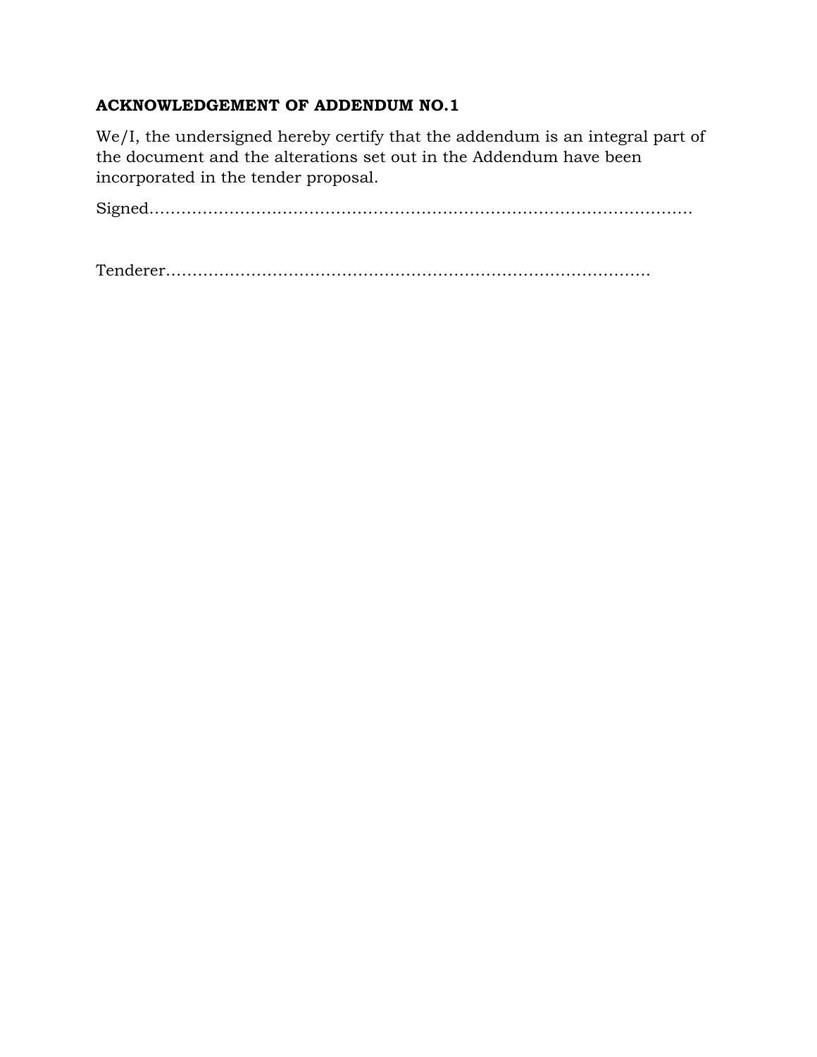**ACKNOWLEDGEMENT OF ADDENDUM NO.1**

We/I, the undersigned hereby certify that the addendum is an integral part of the document and the alterations set out in the Addendum have been incorporated in the tender proposal.

Signed…………………………………………………………………………………………

Tenderer………………………………………………………………………………